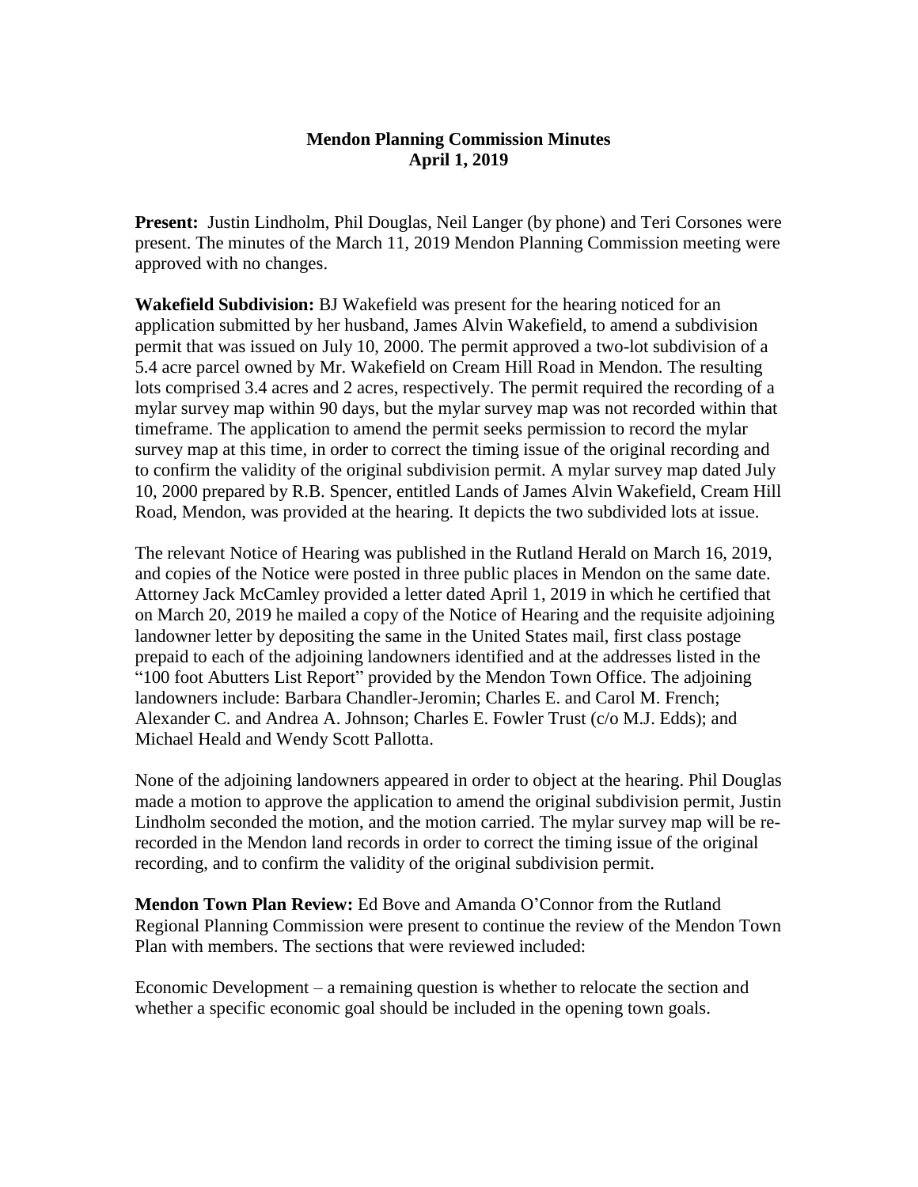# Mendon Planning Commission Minutes
## April 1, 2019

**Present:** Justin Lindholm, Phil Douglas, Neil Langer (by phone) and Teri Corsones were present. The minutes of the March 11, 2019 Mendon Planning Commission meeting were approved with no changes.

**Wakefield Subdivision:** BJ Wakefield was present for the hearing noticed for an application submitted by her husband, James Alvin Wakefield, to amend a subdivision permit that was issued on July 10, 2000. The permit approved a two-lot subdivision of a 5.4 acre parcel owned by Mr. Wakefield on Cream Hill Road in Mendon. The resulting lots comprised 3.4 acres and 2 acres, respectively. The permit required the recording of a mylar survey map within 90 days, but the mylar survey map was not recorded within that timeframe. The application to amend the permit seeks permission to record the mylar survey map at this time, in order to correct the timing issue of the original recording and to confirm the validity of the original subdivision permit. A mylar survey map dated July 10, 2000 prepared by R.B. Spencer, entitled Lands of James Alvin Wakefield, Cream Hill Road, Mendon, was provided at the hearing. It depicts the two subdivided lots at issue.

The relevant Notice of Hearing was published in the Rutland Herald on March 16, 2019, and copies of the Notice were posted in three public places in Mendon on the same date. Attorney Jack McCamley provided a letter dated April 1, 2019 in which he certified that on March 20, 2019 he mailed a copy of the Notice of Hearing and the requisite adjoining landowner letter by depositing the same in the United States mail, first class postage prepaid to each of the adjoining landowners identified and at the addresses listed in the "100 foot Abutters List Report" provided by the Mendon Town Office. The adjoining landowners include: Barbara Chandler-Jeromin; Charles E. and Carol M. French; Alexander C. and Andrea A. Johnson; Charles E. Fowler Trust (c/o M.J. Edds); and Michael Heald and Wendy Scott Pallotta.

None of the adjoining landowners appeared in order to object at the hearing. Phil Douglas made a motion to approve the application to amend the original subdivision permit, Justin Lindholm seconded the motion, and the motion carried. The mylar survey map will be re-recorded in the Mendon land records in order to correct the timing issue of the original recording, and to confirm the validity of the original subdivision permit.

**Mendon Town Plan Review:** Ed Bove and Amanda O'Connor from the Rutland Regional Planning Commission were present to continue the review of the Mendon Town Plan with members. The sections that were reviewed included:

Economic Development – a remaining question is whether to relocate the section and whether a specific economic goal should be included in the opening town goals.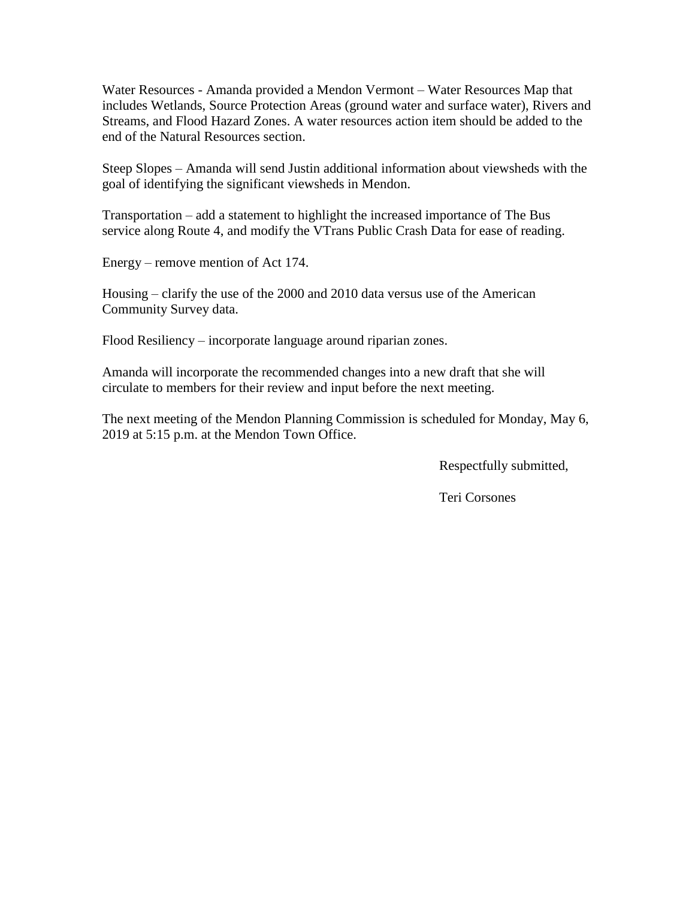Water Resources - Amanda provided a Mendon Vermont – Water Resources Map that includes Wetlands, Source Protection Areas (ground water and surface water), Rivers and Streams, and Flood Hazard Zones. A water resources action item should be added to the end of the Natural Resources section.

Steep Slopes – Amanda will send Justin additional information about viewsheds with the goal of identifying the significant viewsheds in Mendon.

Transportation – add a statement to highlight the increased importance of The Bus service along Route 4, and modify the VTrans Public Crash Data for ease of reading.

Energy – remove mention of Act 174.

Housing – clarify the use of the 2000 and 2010 data versus use of the American Community Survey data.

Flood Resiliency – incorporate language around riparian zones.

Amanda will incorporate the recommended changes into a new draft that she will circulate to members for their review and input before the next meeting.

The next meeting of the Mendon Planning Commission is scheduled for Monday, May 6, 2019 at 5:15 p.m. at the Mendon Town Office.

Respectfully submitted,

Teri Corsones